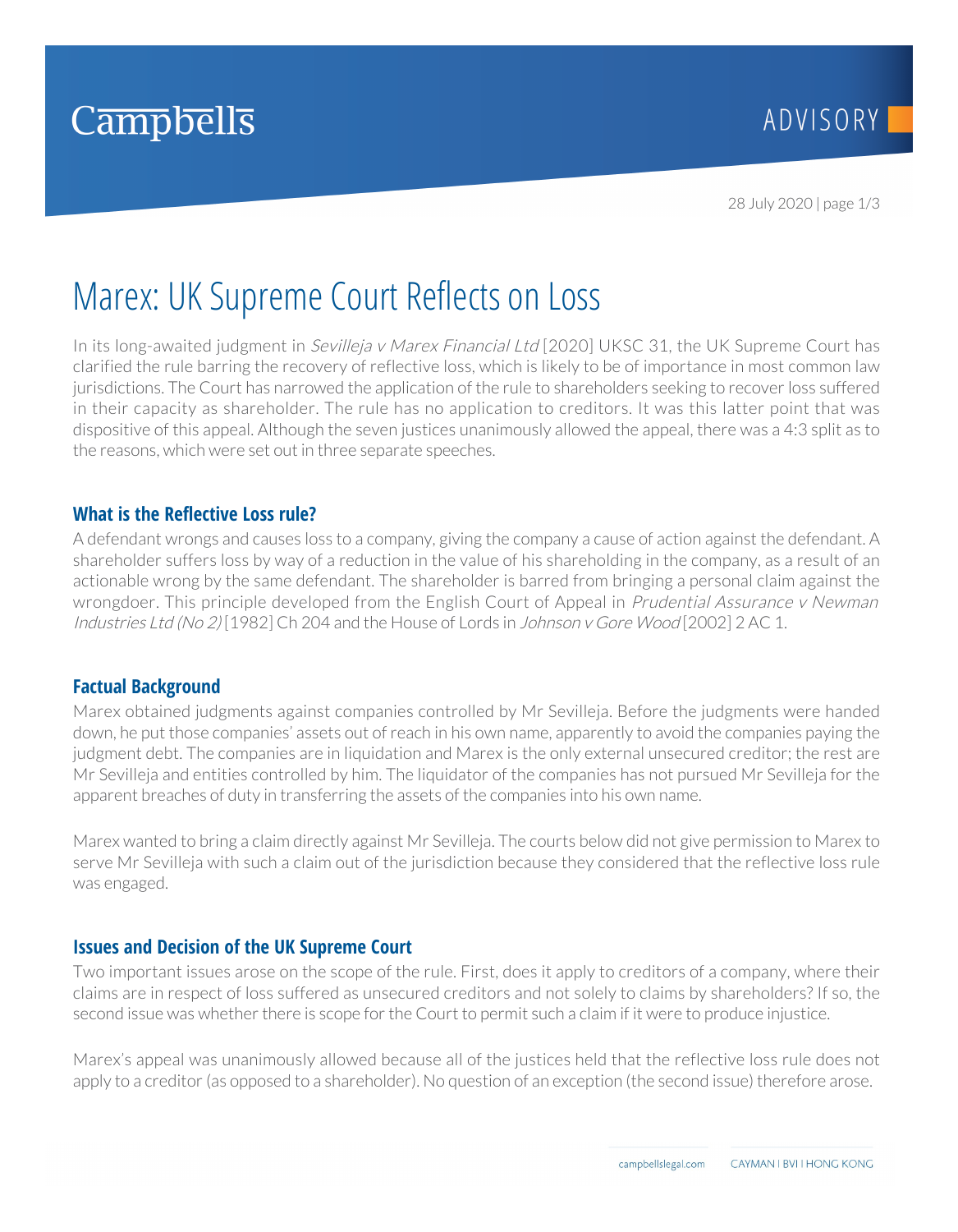# Marex: UK Supreme Court Reflects on Loss

In its long-awaited judgment in *Sevilleja v Marex Financial Ltd* [2020] UKSC 31, the UK Supreme Court has clarified the rule barring the recovery of reflective loss, which is likely to be of importance in most common law jurisdictions. The Court has narrowed the application of the rule to shareholders seeking to recover loss suffered in their capacity as shareholder. The rule has no application to creditors. It was this latter point that was dispositive of this appeal. Although the seven justices unanimously allowed the appeal, there was a 4:3 split as to the reasons, which were set out in three separate speeches.

## What is the Reflective Loss rule?

A defendant wrongs and causes loss to a company, giving the company a cause of action against the defendant. A shareholder suffers loss by way of a reduction in the value of his shareholding in the company, as a result of an actionable wrong by the same defendant. The shareholder is barred from bringing a personal claim against the wrongdoer. This principle developed from the English Court of Appeal in *Prudential Assurance v Newman Industries Ltd (No 2)* [1982] Ch 204 and the House of Lords in *Johnson v Gore Wood* [2002] 2 AC 1.

## Factual Background

Marex obtained judgments against companies controlled by Mr Sevilleja. Before the judgments were handed down, he put those companies' assets out of reach in his own name, apparently to avoid the companies paying the judgment debt. The companies are in liquidation and Marex is the only external unsecured creditor; the rest are Mr Sevilleja and entities controlled by him. The liquidator of the companies has not pursued Mr Sevilleja for the apparent breaches of duty in transferring the assets of the companies into his own name.

Marex wanted to bring a claim directly against Mr Sevilleja. The courts below did not give permission to Marex to serve Mr Sevilleja with such a claim out of the jurisdiction because they considered that the reflective loss rule was engaged.

## Issues and Decision of the UK Supreme Court

Two important issues arose on the scope of the rule. First, does it apply to creditors of a company, where their claims are in respect of loss suffered as unsecured creditors and not solely to claims by shareholders? If so, the second issue was whether there is scope for the Court to permit such a claim if it were to produce injustice.

Marex's appeal was unanimously allowed because all of the justices held that the reflective loss rule does not apply to a creditor (as opposed to a shareholder). No question of an exception (the second issue) therefore arose.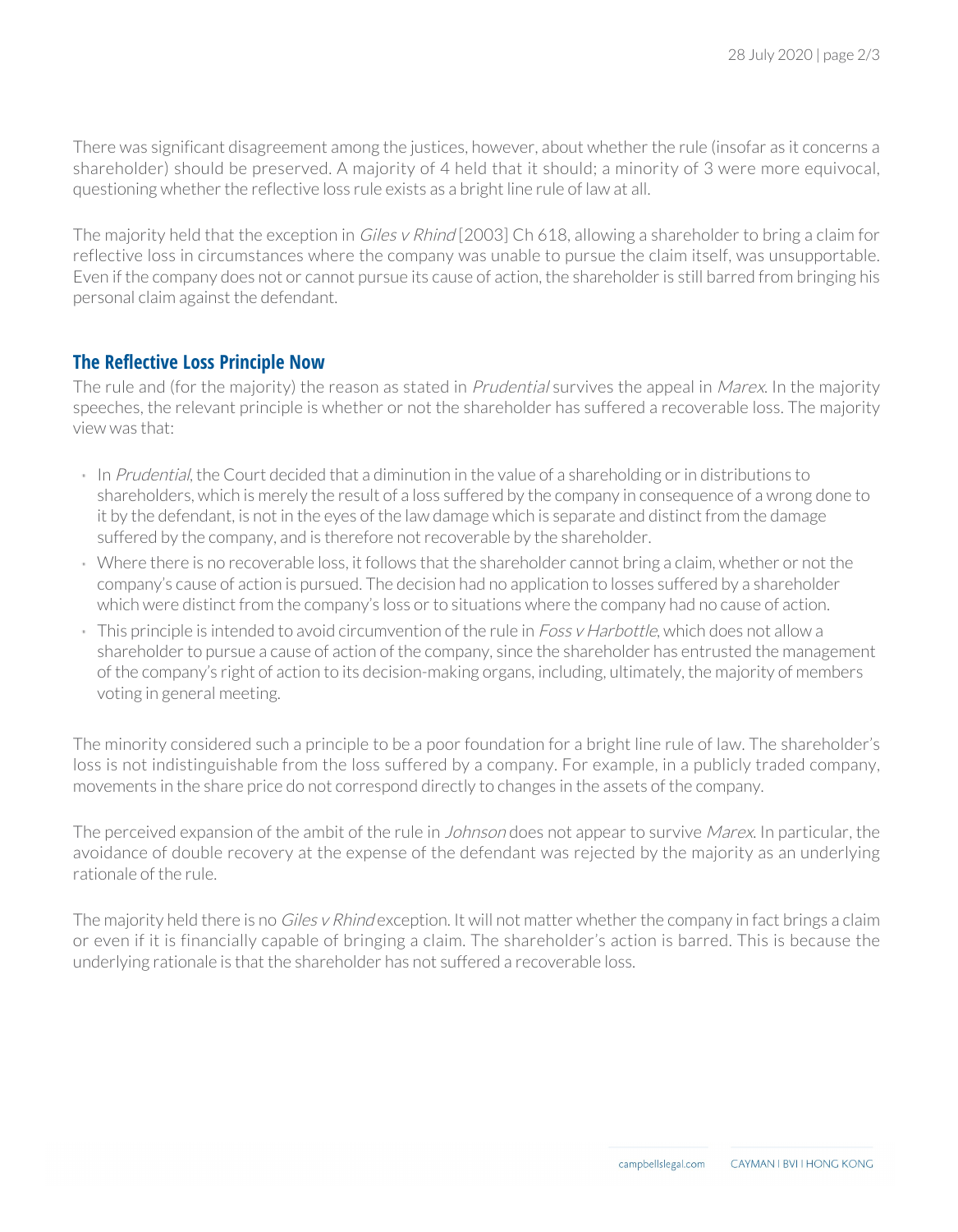There was significant disagreement among the justices, however, about whether the rule (insofar as it concerns a shareholder) should be preserved. A majority of 4 held that it should; a minority of 3 were more equivocal, questioning whether the reflective loss rule exists as a bright line rule of law at all.

The majority held that the exception in *Giles v Rhind* [2003] Ch 618, allowing a shareholder to bring a claim for reflective loss in circumstances where the company was unable to pursue the claim itself, was unsupportable. Even if the company does not or cannot pursue its cause of action, the shareholder is still barred from bringing his personal claim against the defendant.

## The Reflective Loss Principle Now

The rule and (for the majority) the reason as stated in *Prudential* survives the appeal in *Marex*. In the majority speeches, the relevant principle is whether or not the shareholder has suffered a recoverable loss. The majority view was that:

- In *Prudential*, the Court decided that a diminution in the value of a shareholding or in distributions to shareholders, which is merely the result of a loss suffered by the company in consequence of a wrong done to it by the defendant, is not in the eyes of the law damage which is separate and distinct from the damage suffered by the company, and is therefore not recoverable by the shareholder.
- Where there is no recoverable loss, it follows that the shareholder cannot bring a claim, whether or not the company's cause of action is pursued. The decision had no application to losses suffered by a shareholder which were distinct from the company's loss or to situations where the company had no cause of action.
- This principle is intended to avoid circumvention of the rule in *Foss v Harbottle*, which does not allow a shareholder to pursue a cause of action of the company, since the shareholder has entrusted the management of the company's right of action to its decision-making organs, including, ultimately, the majority of members voting in general meeting.

The minority considered such a principle to be a poor foundation for a bright line rule of law. The shareholder's loss is not indistinguishable from the loss suffered by a company. For example, in a publicly traded company, movements in the share price do not correspond directly to changes in the assets of the company.

The perceived expansion of the ambit of the rule in *Johnson* does not appear to survive *Marex*. In particular, the avoidance of double recovery at the expense of the defendant was rejected by the majority as an underlying rationale of the rule.

The majority held there is no *Giles v Rhind* exception. It will not matter whether the company in fact brings a claim or even if it is financially capable of bringing a claim. The shareholder's action is barred. This is because the underlying rationale is that the shareholder has not suffered a recoverable loss.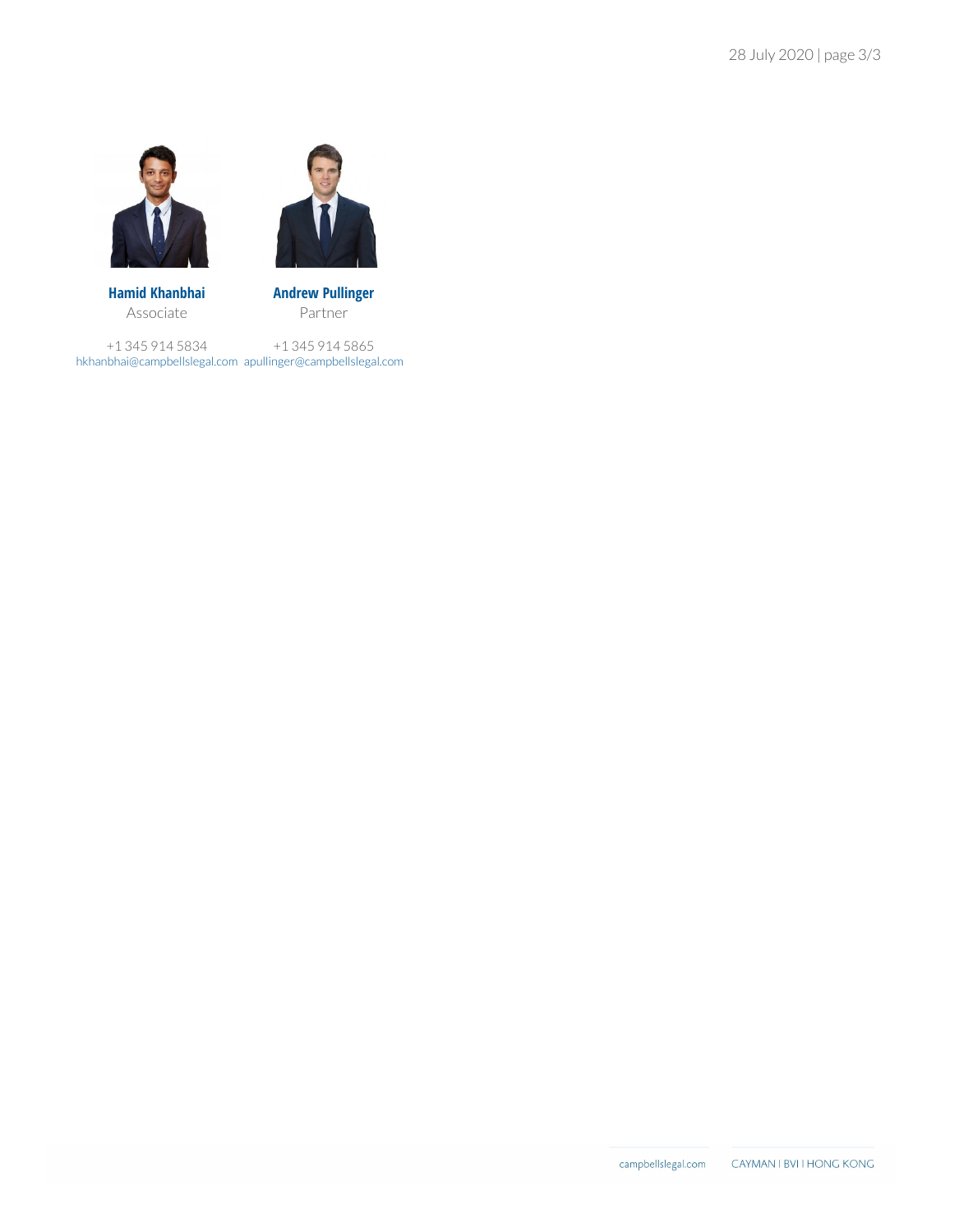**Hamid Khanbhai**
Associate

+1 345 914 5834
hkhanbhai@campbellslegal.com

**Andrew Pullinger**
Partner

+1 345 914 5865
apullinger@campbellslegal.com